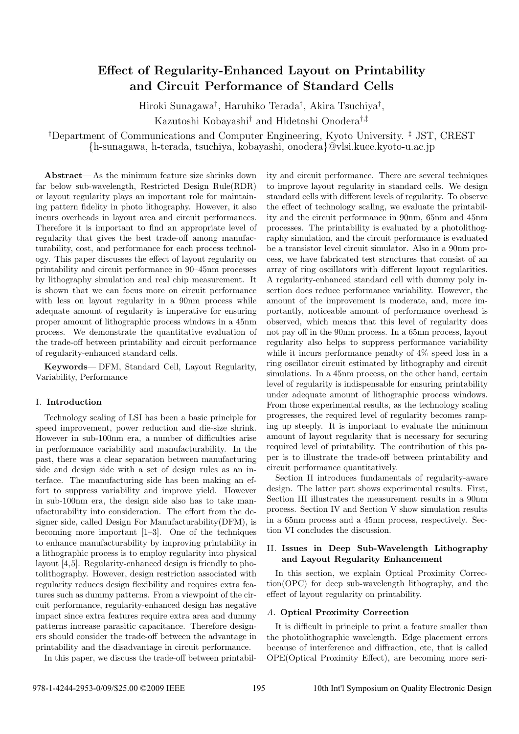# Effect of Regularity-Enhanced Layout on Printability and Circuit Performance of Standard Cells

Hiroki Sunagawa†, Haruhiko Terada†, Akira Tsuchiya†,
Kazutoshi Kobayashi† and Hidetoshi Onodera†,‡

†Department of Communications and Computer Engineering, Kyoto University. ‡ JST, CREST
{h-sunagawa, h-terada, tsuchiya, kobayashi, onodera}@vlsi.kuee.kyoto-u.ac.jp

**Abstract**— As the minimum feature size shrinks down far below sub-wavelength, Restricted Design Rule(RDR) or layout regularity plays an important role for maintaining pattern fidelity in photo lithography. However, it also incurs overheads in layout area and circuit performances. Therefore it is important to find an appropriate level of regularity that gives the best trade-off among manufacturability, cost, and performance for each process technology. This paper discusses the effect of layout regularity on printability and circuit performance in 90–45nm processes by lithography simulation and real chip measurement. It is shown that we can focus more on circuit performance with less on layout regularity in a 90nm process while adequate amount of regularity is imperative for ensuring proper amount of lithographic process windows in a 45nm process. We demonstrate the quantitative evaluation of the trade-off between printability and circuit performance of regularity-enhanced standard cells.

**Keywords**— DFM, Standard Cell, Layout Regularity, Variability, Performance

## I. Introduction

Technology scaling of LSI has been a basic principle for speed improvement, power reduction and die-size shrink. However in sub-100nm era, a number of difficulties arise in performance variability and manufacturability. In the past, there was a clear separation between manufacturing side and design side with a set of design rules as an interface. The manufacturing side has been making an effort to suppress variability and improve yield. However in sub-100nm era, the design side also has to take manufacturability into consideration. The effort from the designer side, called Design For Manufacturability(DFM), is becoming more important [1–3]. One of the techniques to enhance manufacturability by improving printability in a lithographic process is to employ regularity into physical layout [4,5]. Regularity-enhanced design is friendly to photolithography. However, design restriction associated with regularity reduces design flexibility and requires extra features such as dummy patterns. From a viewpoint of the circuit performance, regularity-enhanced design has negative impact since extra features require extra area and dummy patterns increase parasitic capacitance. Therefore designers should consider the trade-off between the advantage in printability and the disadvantage in circuit performance.

In this paper, we discuss the trade-off between printability and circuit performance. There are several techniques to improve layout regularity in standard cells. We design standard cells with different levels of regularity. To observe the effect of technology scaling, we evaluate the printability and the circuit performance in 90nm, 65nm and 45nm processes. The printability is evaluated by a photolithography simulation, and the circuit performance is evaluated be a transistor level circuit simulator. Also in a 90nm process, we have fabricated test structures that consist of an array of ring oscillators with different layout regularities. A regularity-enhanced standard cell with dummy poly insertion does reduce performance variability. However, the amount of the improvement is moderate, and, more importantly, noticeable amount of performance overhead is observed, which means that this level of regularity does not pay off in the 90nm process. In a 65nm process, layout regularity also helps to suppress performance variability while it incurs performance penalty of 4% speed loss in a ring oscillator circuit estimated by lithography and circuit simulations. In a 45nm process, on the other hand, certain level of regularity is indispensable for ensuring printability under adequate amount of lithographic process windows. From those experimental results, as the technology scaling progresses, the required level of regularity becomes ramping up steeply. It is important to evaluate the minimum amount of layout regularity that is necessary for securing required level of printability. The contribution of this paper is to illustrate the trade-off between printability and circuit performance quantitatively.

Section II introduces fundamentals of regularity-aware design. The latter part shows experimental results. First, Section III illustrates the measurement results in a 90nm process. Section IV and Section V show simulation results in a 65nm process and a 45nm process, respectively. Section VI concludes the discussion.

## II. Issues in Deep Sub-Wavelength Lithography and Layout Regularity Enhancement

In this section, we explain Optical Proximity Correction(OPC) for deep sub-wavelength lithography, and the effect of layout regularity on printability.

### A. Optical Proximity Correction

It is difficult in principle to print a feature smaller than the photolithographic wavelength. Edge placement errors because of interference and diffraction, etc, that is called OPE(Optical Proximity Effect), are becoming more seri-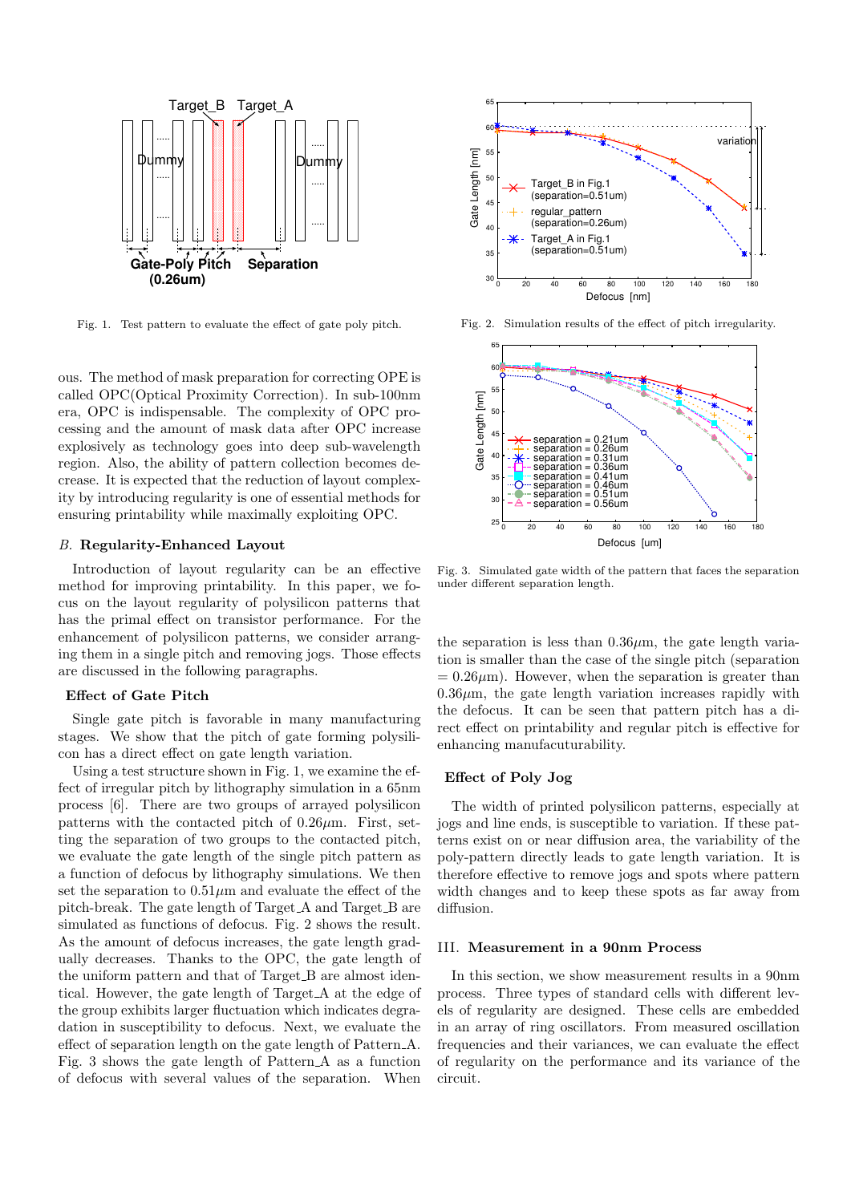Fig. 1. Test pattern to evaluate the effect of gate poly pitch.

Fig. 2. Simulation results of the effect of pitch irregularity.

Fig. 3. Simulated gate width of the pattern that faces the separation under different separation length.

ous. The method of mask preparation for correcting OPE is called OPC(Optical Proximity Correction). In sub-100nm era, OPC is indispensable. The complexity of OPC processing and the amount of mask data after OPC increase explosively as technology goes into deep sub-wavelength region. Also, the ability of pattern collection becomes decrease. It is expected that the reduction of layout complexity by introducing regularity is one of essential methods for ensuring printability while maximally exploiting OPC.

### *B.* Regularity-Enhanced Layout

Introduction of layout regularity can be an effective method for improving printability. In this paper, we focus on the layout regularity of polysilicon patterns that has the primal effect on transistor performance. For the enhancement of polysilicon patterns, we consider arranging them in a single pitch and removing jogs. Those effects are discussed in the following paragraphs.

#### Effect of Gate Pitch

Single gate pitch is favorable in many manufacturing stages. We show that the pitch of gate forming polysilicon has a direct effect on gate length variation.

Using a test structure shown in Fig. 1, we examine the effect of irregular pitch by lithography simulation in a 65nm process [6]. There are two groups of arrayed polysilicon patterns with the contacted pitch of 0.26$\mu$m. First, setting the separation of two groups to the contacted pitch, we evaluate the gate length of the single pitch pattern as a function of defocus by lithography simulations. We then set the separation to 0.51$\mu$m and evaluate the effect of the pitch-break. The gate length of Target_A and Target_B are simulated as functions of defocus. Fig. 2 shows the result. As the amount of defocus increases, the gate length gradually decreases. Thanks to the OPC, the gate length of the uniform pattern and that of Target_B are almost identical. However, the gate length of Target_A at the edge of the group exhibits larger fluctuation which indicates degradation in susceptibility to defocus. Next, we evaluate the effect of separation length on the gate length of Pattern_A. Fig. 3 shows the gate length of Pattern_A as a function of defocus with several values of the separation. When the separation is less than 0.36$\mu$m, the gate length variation is smaller than the case of the single pitch (separation = 0.26$\mu$m). However, when the separation is greater than 0.36$\mu$m, the gate length variation increases rapidly with the defocus. It can be seen that pattern pitch has a direct effect on printability and regular pitch is effective for enhancing manufacuturability.

#### Effect of Poly Jog

The width of printed polysilicon patterns, especially at jogs and line ends, is susceptible to variation. If these patterns exist on or near diffusion area, the variability of the poly-pattern directly leads to gate length variation. It is therefore effective to remove jogs and spots where pattern width changes and to keep these spots as far away from diffusion.

## III. Measurement in a 90nm Process

In this section, we show measurement results in a 90nm process. Three types of standard cells with different levels of regularity are designed. These cells are embedded in an array of ring oscillators. From measured oscillation frequencies and their variances, we can evaluate the effect of regularity on the performance and its variance of the circuit.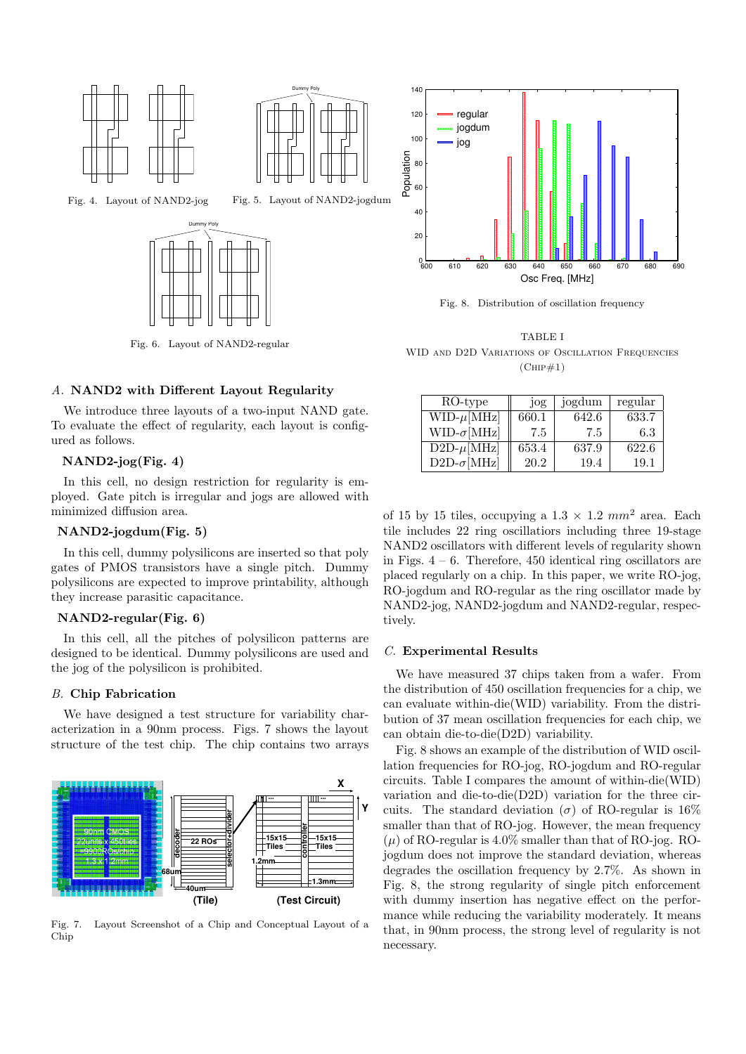Fig. 4. Layout of NAND2-jog

Fig. 5. Layout of NAND2-jogdum

Fig. 6. Layout of NAND2-regular

### A. NAND2 with Different Layout Regularity

We introduce three layouts of a two-input NAND gate. To evaluate the effect of regularity, each layout is configured as follows.

**NAND2-jog(Fig. 4)**

In this cell, no design restriction for regularity is employed. Gate pitch is irregular and jogs are allowed with minimized diffusion area.

**NAND2-jogdum(Fig. 5)**

In this cell, dummy polysilicons are inserted so that poly gates of PMOS transistors have a single pitch. Dummy polysilicons are expected to improve printability, although they increase parasitic capacitance.

**NAND2-regular(Fig. 6)**

In this cell, all the pitches of polysilicon patterns are designed to be identical. Dummy polysilicons are used and the jog of the polysilicon is prohibited.

### B. Chip Fabrication

We have designed a test structure for variability characterization in a 90nm process. Figs. 7 shows the layout structure of the test chip. The chip contains two arrays of 15 by 15 tiles, occupying a $1.3 \times 1.2\ mm^2$ area. Each tile includes 22 ring oscillatiors including three 19-stage NAND2 oscillators with different levels of regularity shown in Figs. 4 – 6. Therefore, 450 identical ring oscillators are placed regularly on a chip. In this paper, we write RO-jog, RO-jogdum and RO-regular as the ring oscillator made by NAND2-jog, NAND2-jogdum and NAND2-regular, respectively.

Fig. 7. Layout Screenshot of a Chip and Conceptual Layout of a Chip

Fig. 8. Distribution of oscillation frequency

TABLE I
WID and D2D Variations of Oscillation Frequencies (Chip#1)

| RO-type | jog | jogdum | regular |
|---|---|---|---|
| WID-$\mu$[MHz] | 660.1 | 642.6 | 633.7 |
| WID-$\sigma$[MHz] | 7.5 | 7.5 | 6.3 |
| D2D-$\mu$[MHz] | 653.4 | 637.9 | 622.6 |
| D2D-$\sigma$[MHz] | 20.2 | 19.4 | 19.1 |

### C. Experimental Results

We have measured 37 chips taken from a wafer. From the distribution of 450 oscillation frequencies for a chip, we can evaluate within-die(WID) variability. From the distribution of 37 mean oscillation frequencies for each chip, we can obtain die-to-die(D2D) variability.

Fig. 8 shows an example of the distribution of WID oscillation frequencies for RO-jog, RO-jogdum and RO-regular circuits. Table I compares the amount of within-die(WID) variation and die-to-die(D2D) variation for the three circuits. The standard deviation ($\sigma$) of RO-regular is 16% smaller than that of RO-jog. However, the mean frequency ($\mu$) of RO-regular is 4.0% smaller than that of RO-jog. RO-jogdum does not improve the standard deviation, whereas degrades the oscillation frequency by 2.7%. As shown in Fig. 8, the strong regularity of single pitch enforcement with dummy insertion has negative effect on the performance while reducing the variability moderately. It means that, in 90nm process, the strong level of regularity is not necessary.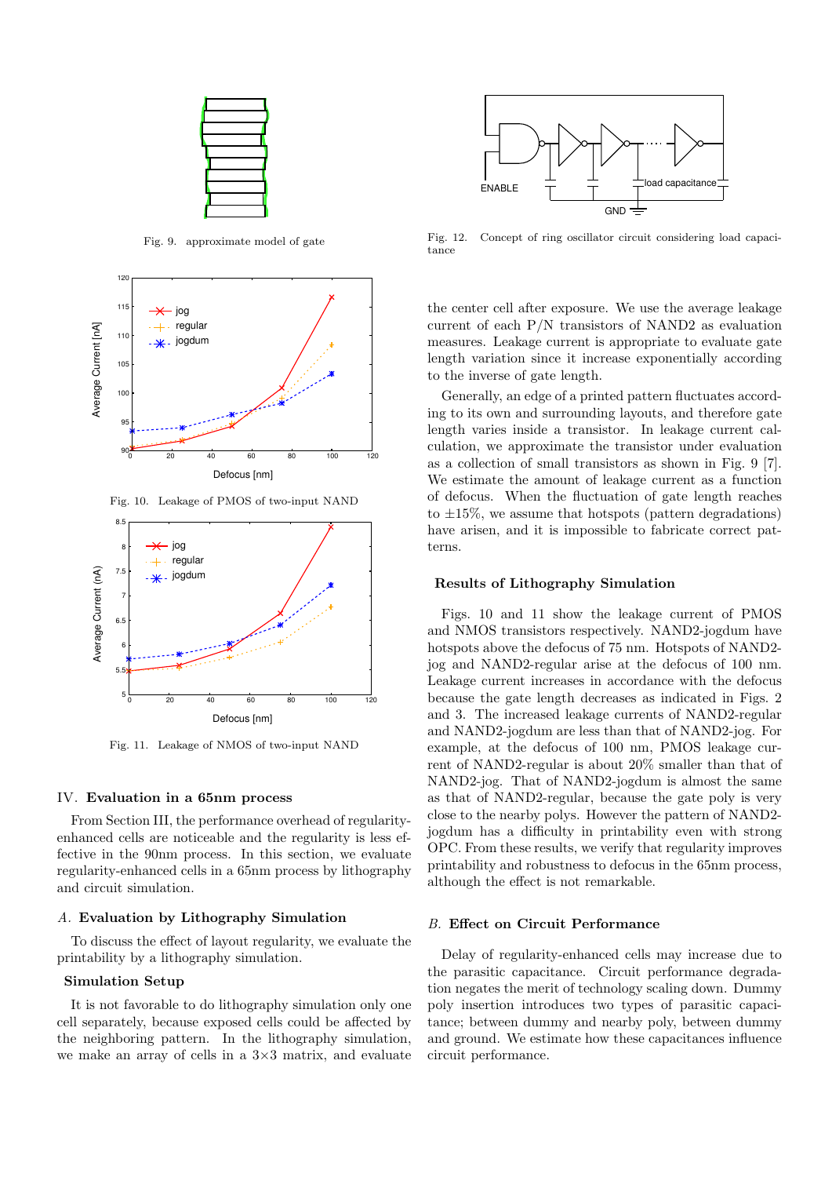Fig. 9. approximate model of gate

Fig. 10. Leakage of PMOS of two-input NAND

Fig. 11. Leakage of NMOS of two-input NAND

## IV. Evaluation in a 65nm process

From Section III, the performance overhead of regularity-enhanced cells are noticeable and the regularity is less effective in the 90nm process. In this section, we evaluate regularity-enhanced cells in a 65nm process by lithography and circuit simulation.

### A. Evaluation by Lithography Simulation

To discuss the effect of layout regularity, we evaluate the printability by a lithography simulation.

#### Simulation Setup

It is not favorable to do lithography simulation only one cell separately, because exposed cells could be affected by the neighboring pattern. In the lithography simulation, we make an array of cells in a 3×3 matrix, and evaluate the center cell after exposure. We use the average leakage current of each P/N transistors of NAND2 as evaluation measures. Leakage current is appropriate to evaluate gate length variation since it increase exponentially according to the inverse of gate length.

Generally, an edge of a printed pattern fluctuates according to its own and surrounding layouts, and therefore gate length varies inside a transistor. In leakage current calculation, we approximate the transistor under evaluation as a collection of small transistors as shown in Fig. 9 [7]. We estimate the amount of leakage current as a function of defocus. When the fluctuation of gate length reaches to ±15%, we assume that hotspots (pattern degradations) have arisen, and it is impossible to fabricate correct patterns.

#### Results of Lithography Simulation

Figs. 10 and 11 show the leakage current of PMOS and NMOS transistors respectively. NAND2-jogdum have hotspots above the defocus of 75 nm. Hotspots of NAND2-jog and NAND2-regular arise at the defocus of 100 nm. Leakage current increases in accordance with the defocus because the gate length decreases as indicated in Figs. 2 and 3. The increased leakage currents of NAND2-regular and NAND2-jogdum are less than that of NAND2-jog. For example, at the defocus of 100 nm, PMOS leakage current of NAND2-regular is about 20% smaller than that of NAND2-jog. That of NAND2-jogdum is almost the same as that of NAND2-regular, because the gate poly is very close to the nearby polys. However the pattern of NAND2-jogdum has a difficulty in printability even with strong OPC. From these results, we verify that regularity improves printability and robustness to defocus in the 65nm process, although the effect is not remarkable.

### B. Effect on Circuit Performance

Delay of regularity-enhanced cells may increase due to the parasitic capacitance. Circuit performance degradation negates the merit of technology scaling down. Dummy poly insertion introduces two types of parasitic capacitance; between dummy and nearby poly, between dummy and ground. We estimate how these capacitances influence circuit performance.

Fig. 12. Concept of ring oscillator circuit considering load capacitance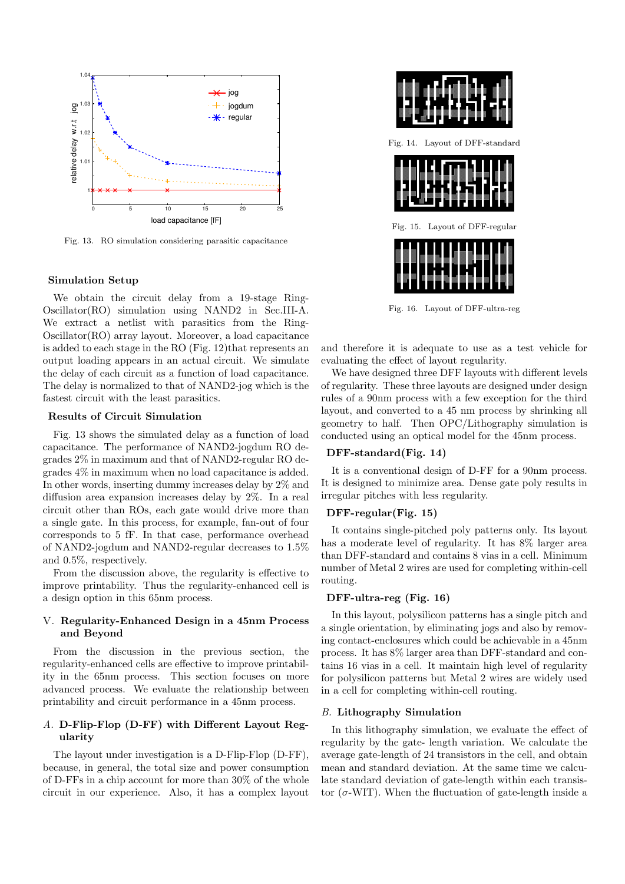Fig. 13. RO simulation considering parasitic capacitance

### Simulation Setup

We obtain the circuit delay from a 19-stage Ring-Oscillator(RO) simulation using NAND2 in Sec.III-A. We extract a netlist with parasitics from the Ring-Oscillator(RO) array layout. Moreover, a load capacitance is added to each stage in the RO (Fig. 12)that represents an output loading appears in an actual circuit. We simulate the delay of each circuit as a function of load capacitance. The delay is normalized to that of NAND2-jog which is the fastest circuit with the least parasitics.

### Results of Circuit Simulation

Fig. 13 shows the simulated delay as a function of load capacitance. The performance of NAND2-jogdum RO degrades 2% in maximum and that of NAND2-regular RO degrades 4% in maximum when no load capacitance is added. In other words, inserting dummy increases delay by 2% and diffusion area expansion increases delay by 2%. In a real circuit other than ROs, each gate would drive more than a single gate. In this process, for example, fan-out of four corresponds to 5 fF. In that case, performance overhead of NAND2-jogdum and NAND2-regular decreases to 1.5% and 0.5%, respectively.

From the discussion above, the regularity is effective to improve printability. Thus the regularity-enhanced cell is a design option in this 65nm process.

## V. Regularity-Enhanced Design in a 45nm Process and Beyond

From the discussion in the previous section, the regularity-enhanced cells are effective to improve printability in the 65nm process. This section focuses on more advanced process. We evaluate the relationship between printability and circuit performance in a 45nm process.

### *A.* D-Flip-Flop (D-FF) with Different Layout Regularity

The layout under investigation is a D-Flip-Flop (D-FF), because, in general, the total size and power consumption of D-FFs in a chip account for more than 30% of the whole circuit in our experience. Also, it has a complex layout and therefore it is adequate to use as a test vehicle for evaluating the effect of layout regularity.

Fig. 14. Layout of DFF-standard

Fig. 15. Layout of DFF-regular

Fig. 16. Layout of DFF-ultra-reg

We have designed three DFF layouts with different levels of regularity. These three layouts are designed under design rules of a 90nm process with a few exception for the third layout, and converted to a 45 nm process by shrinking all geometry to half. Then OPC/Lithography simulation is conducted using an optical model for the 45nm process.

### DFF-standard(Fig. 14)

It is a conventional design of D-FF for a 90nm process. It is designed to minimize area. Dense gate poly results in irregular pitches with less regularity.

### DFF-regular(Fig. 15)

It contains single-pitched poly patterns only. Its layout has a moderate level of regularity. It has 8% larger area than DFF-standard and contains 8 vias in a cell. Minimum number of Metal 2 wires are used for completing within-cell routing.

### DFF-ultra-reg (Fig. 16)

In this layout, polysilicon patterns has a single pitch and a single orientation, by eliminating jogs and also by removing contact-enclosures which could be achievable in a 45nm process. It has 8% larger area than DFF-standard and contains 16 vias in a cell. It maintain high level of regularity for polysilicon patterns but Metal 2 wires are widely used in a cell for completing within-cell routing.

### *B.* Lithography Simulation

In this lithography simulation, we evaluate the effect of regularity by the gate- length variation. We calculate the average gate-length of 24 transistors in the cell, and obtain mean and standard deviation. At the same time we calculate standard deviation of gate-length within each transistor ($\sigma$-WIT). When the fluctuation of gate-length inside a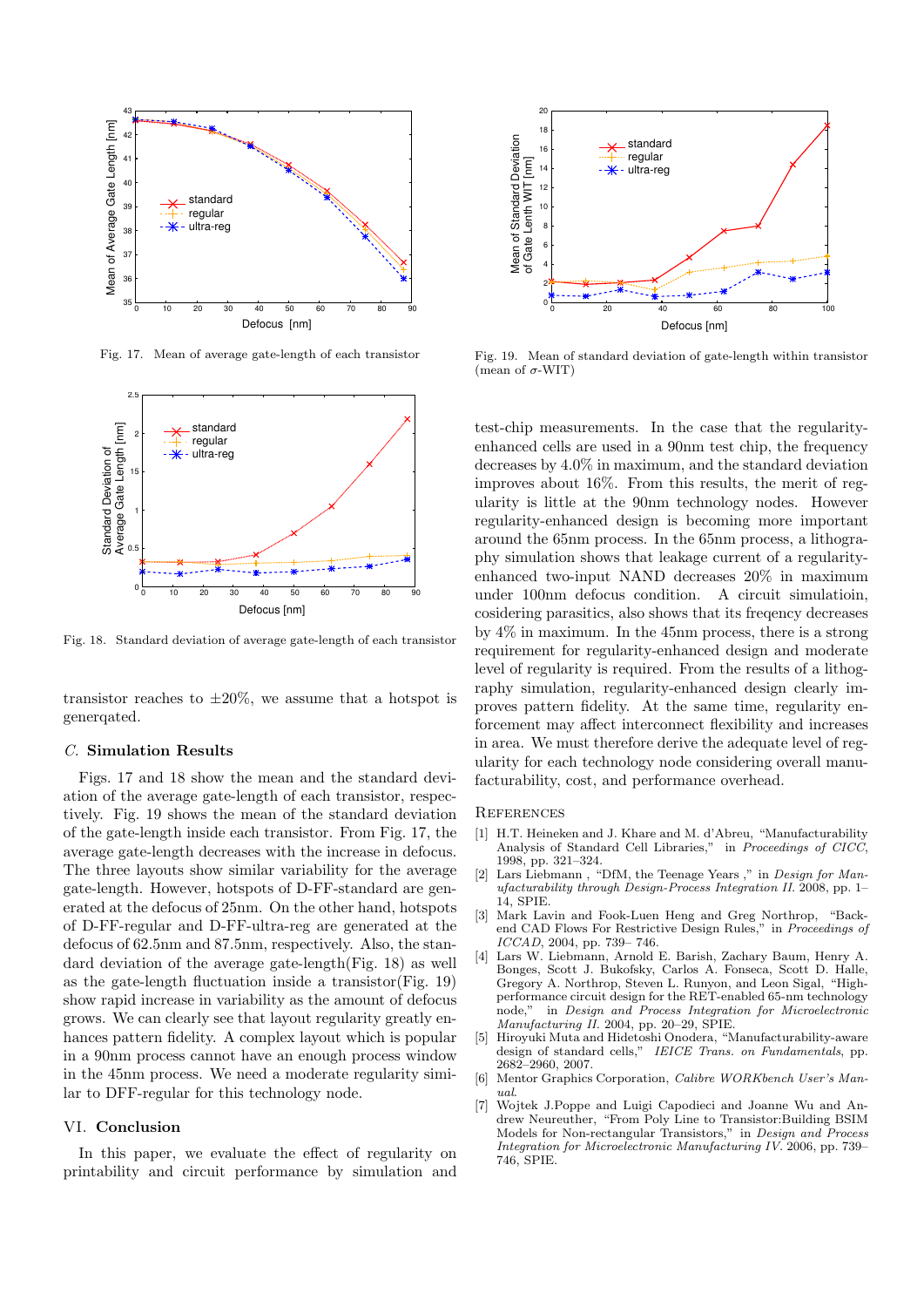43
42
41
40
39
38
37
36
35
Mean of Average Gate Length [nm]
0 10 20 30 40 50 60 70 80 90
Defocus [nm]
standard
regular
ultra-reg

Fig. 17. Mean of average gate-length of each transistor

2.5
2
1.5
1
0.5
0
Standard Deviation of Average Gate Length [nm]
0 10 20 30 40 50 60 70 80 90
Defocus [nm]
standard
regular
ultra-reg

Fig. 18. Standard deviation of average gate-length of each transistor

transistor reaches to ±20%, we assume that a hotspot is generqated.

### C. Simulation Results

Figs. 17 and 18 show the mean and the standard deviation of the average gate-length of each transistor, respectively. Fig. 19 shows the mean of the standard deviation of the gate-length inside each transistor. From Fig. 17, the average gate-length decreases with the increase in defocus. The three layouts show similar variability for the average gate-length. However, hotspots of D-FF-standard are generated at the defocus of 25nm. On the other hand, hotspots of D-FF-regular and D-FF-ultra-reg are generated at the defocus of 62.5nm and 87.5nm, respectively. Also, the standard deviation of the average gate-length(Fig. 18) as well as the gate-length fluctuation inside a transistor(Fig. 19) show rapid increase in variability as the amount of defocus grows. We can clearly see that layout regularity greatly enhances pattern fidelity. A complex layout which is popular in a 90nm process cannot have an enough process window in the 45nm process. We need a moderate regularity similar to DFF-regular for this technology node.

## VI. Conclusion

In this paper, we evaluate the effect of regularity on printability and circuit performance by simulation and

20
18
16
14
12
10
8
6
4
2
0
Mean of Standard Deviation of Gate Lenth WIT [nm]
0 20 40 60 80 100
Defocus [nm]
standard
regular
ultra-reg

Fig. 19. Mean of standard deviation of gate-length within transistor (mean of $\sigma$-WIT)

test-chip measurements. In the case that the regularity-enhanced cells are used in a 90nm test chip, the frequency decreases by 4.0% in maximum, and the standard deviation improves about 16%. From this results, the merit of regularity is little at the 90nm technology nodes. However regularity-enhanced design is becoming more important around the 65nm process. In the 65nm process, a lithography simulation shows that leakage current of a regularity-enhanced two-input NAND decreases 20% in maximum under 100nm defocus condition. A circuit simulatioin, cosidering parasitics, also shows that its freqency decreases by 4% in maximum. In the 45nm process, there is a strong requirement for regularity-enhanced design and moderate level of regularity is required. From the results of a lithography simulation, regularity-enhanced design clearly improves pattern fidelity. At the same time, regularity enforcement may affect interconnect flexibility and increases in area. We must therefore derive the adequate level of regularity for each technology node considering overall manufacturability, cost, and performance overhead.

## References

[1] H.T. Heineken and J. Khare and M. d'Abreu, "Manufacturability Analysis of Standard Cell Libraries," in *Proceedings of CICC*, 1998, pp. 321–324.

[2] Lars Liebmann , "DfM, the Teenage Years ," in *Design for Manufacturability through Design-Process Integration II*. 2008, pp. 1–14, SPIE.

[3] Mark Lavin and Fook-Luen Heng and Greg Northrop, "Backend CAD Flows For Restrictive Design Rules," in *Proceedings of ICCAD*, 2004, pp. 739– 746.

[4] Lars W. Liebmann, Arnold E. Barish, Zachary Baum, Henry A. Bonges, Scott J. Bukofsky, Carlos A. Fonseca, Scott D. Halle, Gregory A. Northrop, Steven L. Runyon, and Leon Sigal, "High-performance circuit design for the RET-enabled 65-nm technology node," in *Design and Process Integration for Microelectronic Manufacturing II*. 2004, pp. 20–29, SPIE.

[5] Hiroyuki Muta and Hidetoshi Onodera, "Manufacturability-aware design of standard cells," *IEICE Trans. on Fundamentals*, pp. 2682–2960, 2007.

[6] Mentor Graphics Corporation, *Calibre WORKbench User's Manual*.

[7] Wojtek J.Poppe and Luigi Capodieci and Joanne Wu and Andrew Neureuther, "From Poly Line to Transistor:Building BSIM Models for Non-rectangular Transistors," in *Design and Process Integration for Microelectronic Manufacturing IV*. 2006, pp. 739–746, SPIE.